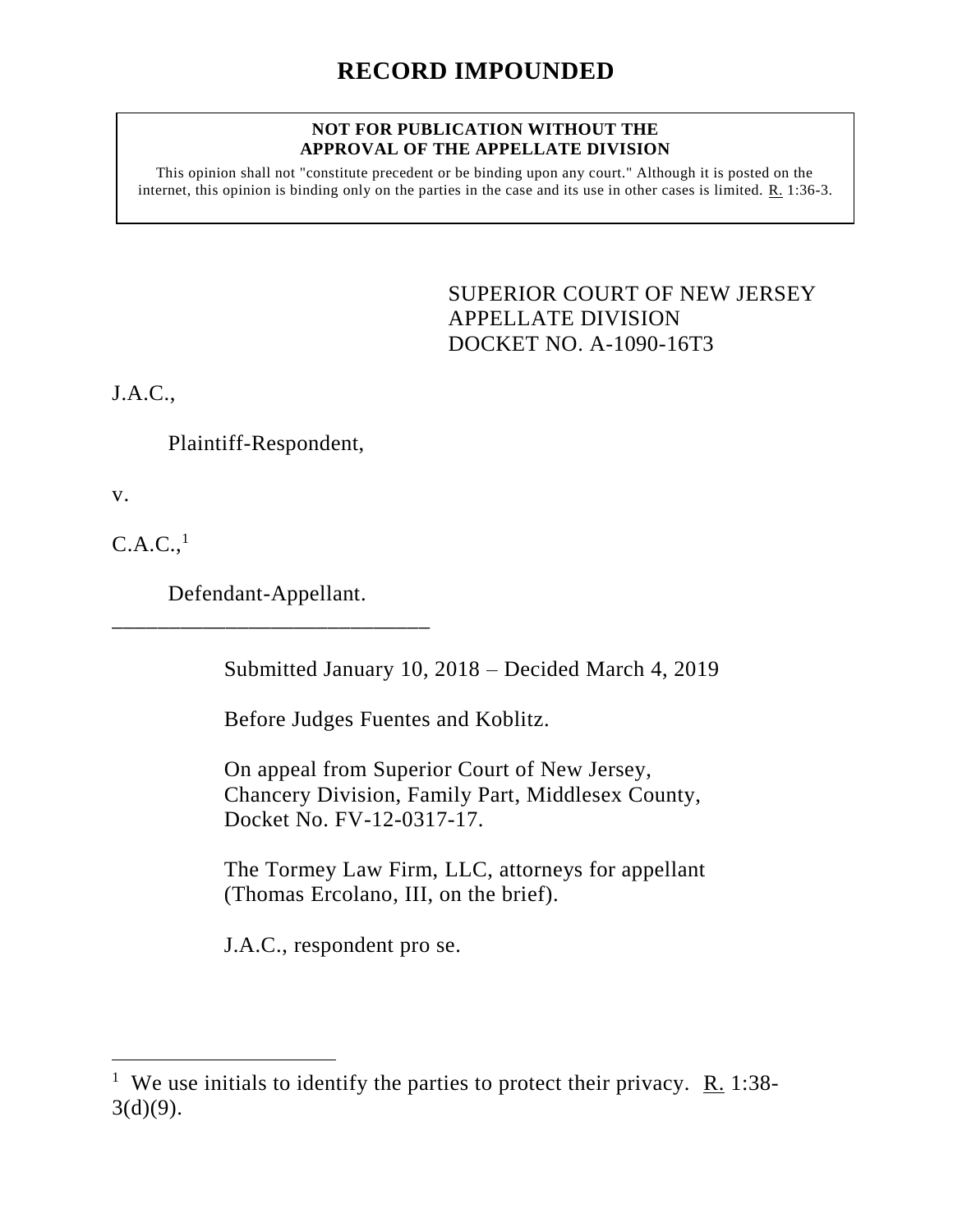# RECORD IMPOUNDED

**NOT FOR PUBLICATION WITHOUT THE APPROVAL OF THE APPELLATE DIVISION**

This opinion shall not "constitute precedent or be binding upon any court." Although it is posted on the internet, this opinion is binding only on the parties in the case and its use in other cases is limited. R. 1:36-3.

SUPERIOR COURT OF NEW JERSEY
APPELLATE DIVISION
DOCKET NO. A-1090-16T3

J.A.C.,

Plaintiff-Respondent,

v.

C.A.C.,[1]

Defendant-Appellant.

\_\_\_\_\_\_\_\_\_\_\_\_\_\_\_\_\_\_\_\_\_\_\_\_\_\_\_\_\_\_

Submitted January 10, 2018 – Decided March 4, 2019

Before Judges Fuentes and Koblitz.

On appeal from Superior Court of New Jersey, Chancery Division, Family Part, Middlesex County, Docket No. FV-12-0317-17.

The Tormey Law Firm, LLC, attorneys for appellant (Thomas Ercolano, III, on the brief).

J.A.C., respondent pro se.

---

[1] We use initials to identify the parties to protect their privacy. R. 1:38-3(d)(9).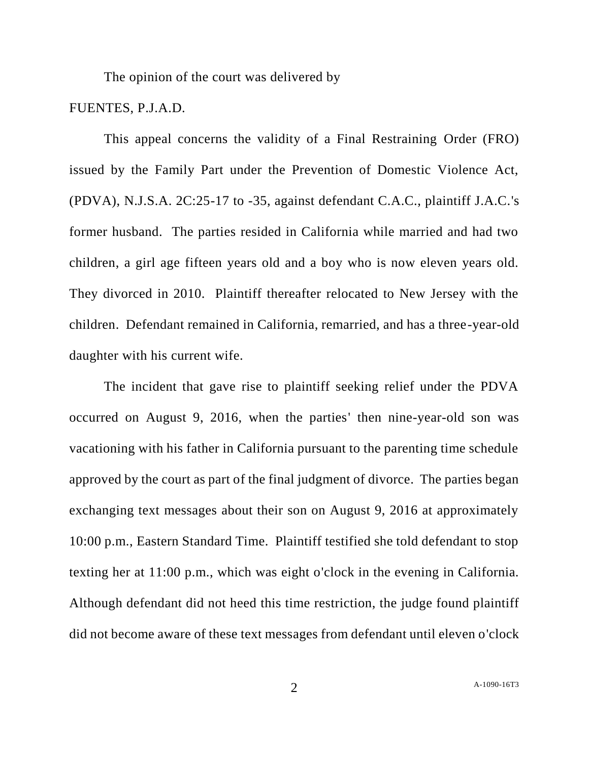The opinion of the court was delivered by

FUENTES, P.J.A.D.

This appeal concerns the validity of a Final Restraining Order (FRO) issued by the Family Part under the Prevention of Domestic Violence Act, (PDVA), N.J.S.A. 2C:25-17 to -35, against defendant C.A.C., plaintiff J.A.C.'s former husband. The parties resided in California while married and had two children, a girl age fifteen years old and a boy who is now eleven years old. They divorced in 2010. Plaintiff thereafter relocated to New Jersey with the children. Defendant remained in California, remarried, and has a three-year-old daughter with his current wife.

The incident that gave rise to plaintiff seeking relief under the PDVA occurred on August 9, 2016, when the parties' then nine-year-old son was vacationing with his father in California pursuant to the parenting time schedule approved by the court as part of the final judgment of divorce. The parties began exchanging text messages about their son on August 9, 2016 at approximately 10:00 p.m., Eastern Standard Time. Plaintiff testified she told defendant to stop texting her at 11:00 p.m., which was eight o'clock in the evening in California. Although defendant did not heed this time restriction, the judge found plaintiff did not become aware of these text messages from defendant until eleven o'clock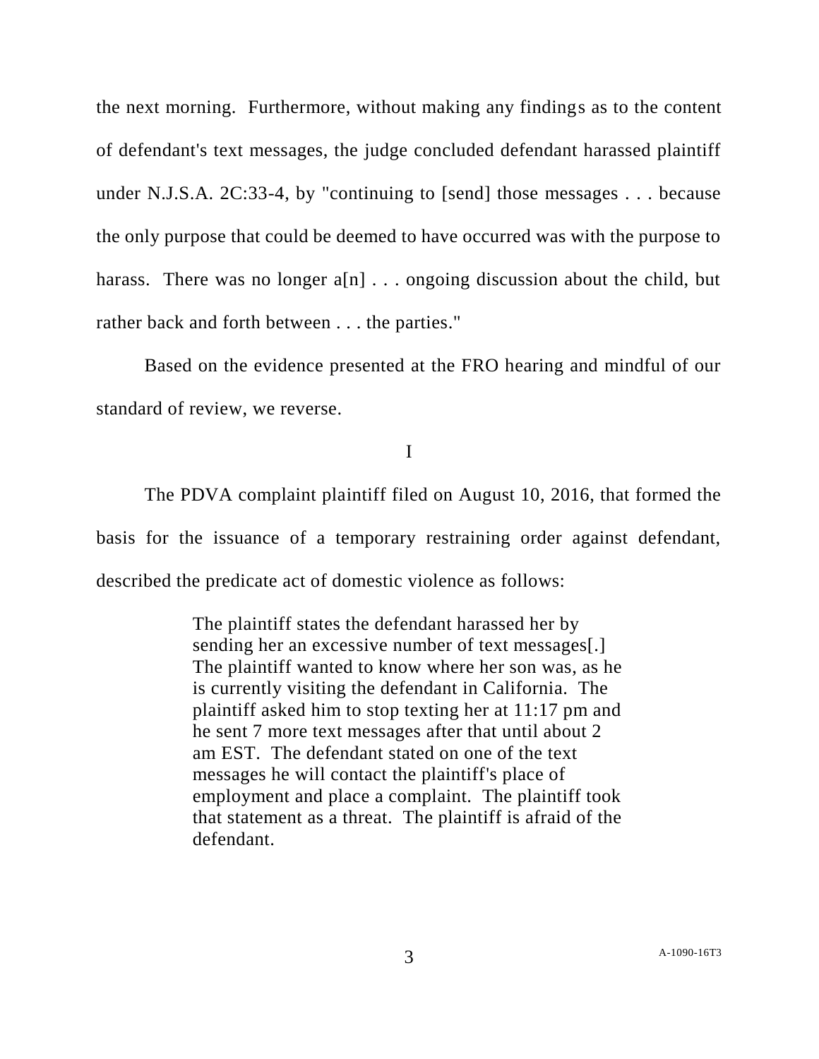the next morning. Furthermore, without making any findings as to the content of defendant's text messages, the judge concluded defendant harassed plaintiff under N.J.S.A. 2C:33-4, by "continuing to [send] those messages . . . because the only purpose that could be deemed to have occurred was with the purpose to harass. There was no longer a[n] . . . ongoing discussion about the child, but rather back and forth between . . . the parties."

Based on the evidence presented at the FRO hearing and mindful of our standard of review, we reverse.

I

The PDVA complaint plaintiff filed on August 10, 2016, that formed the basis for the issuance of a temporary restraining order against defendant, described the predicate act of domestic violence as follows:

> The plaintiff states the defendant harassed her by sending her an excessive number of text messages[.] The plaintiff wanted to know where her son was, as he is currently visiting the defendant in California. The plaintiff asked him to stop texting her at 11:17 pm and he sent 7 more text messages after that until about 2 am EST. The defendant stated on one of the text messages he will contact the plaintiff's place of employment and place a complaint. The plaintiff took that statement as a threat. The plaintiff is afraid of the defendant.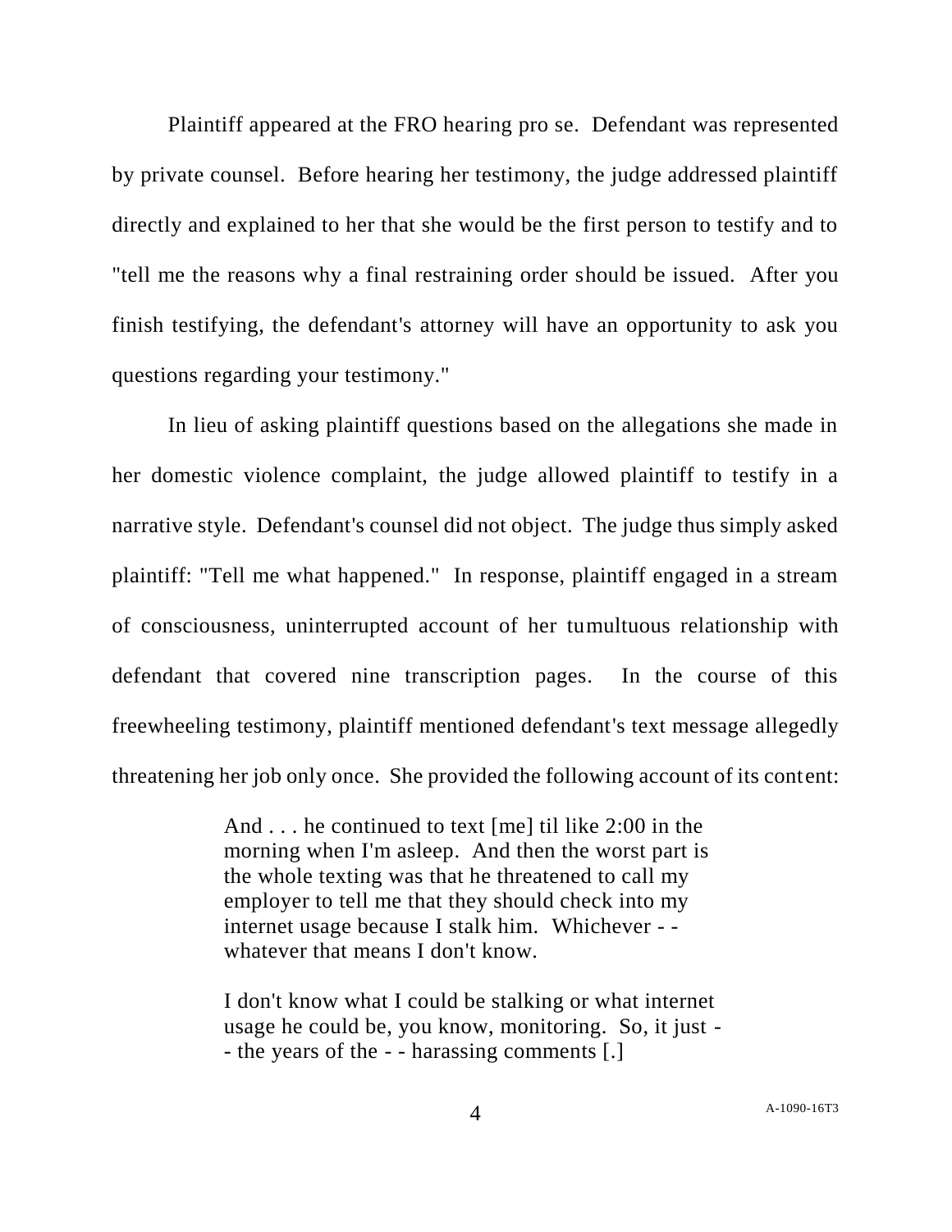Plaintiff appeared at the FRO hearing pro se. Defendant was represented by private counsel. Before hearing her testimony, the judge addressed plaintiff directly and explained to her that she would be the first person to testify and to "tell me the reasons why a final restraining order should be issued. After you finish testifying, the defendant's attorney will have an opportunity to ask you questions regarding your testimony."

In lieu of asking plaintiff questions based on the allegations she made in her domestic violence complaint, the judge allowed plaintiff to testify in a narrative style. Defendant's counsel did not object. The judge thus simply asked plaintiff: "Tell me what happened." In response, plaintiff engaged in a stream of consciousness, uninterrupted account of her tumultuous relationship with defendant that covered nine transcription pages. In the course of this freewheeling testimony, plaintiff mentioned defendant's text message allegedly threatening her job only once. She provided the following account of its content:

> And . . . he continued to text [me] til like 2:00 in the morning when I'm asleep. And then the worst part is the whole texting was that he threatened to call my employer to tell me that they should check into my internet usage because I stalk him. Whichever - - whatever that means I don't know.
>
> I don't know what I could be stalking or what internet usage he could be, you know, monitoring. So, it just - - the years of the - - harassing comments [.]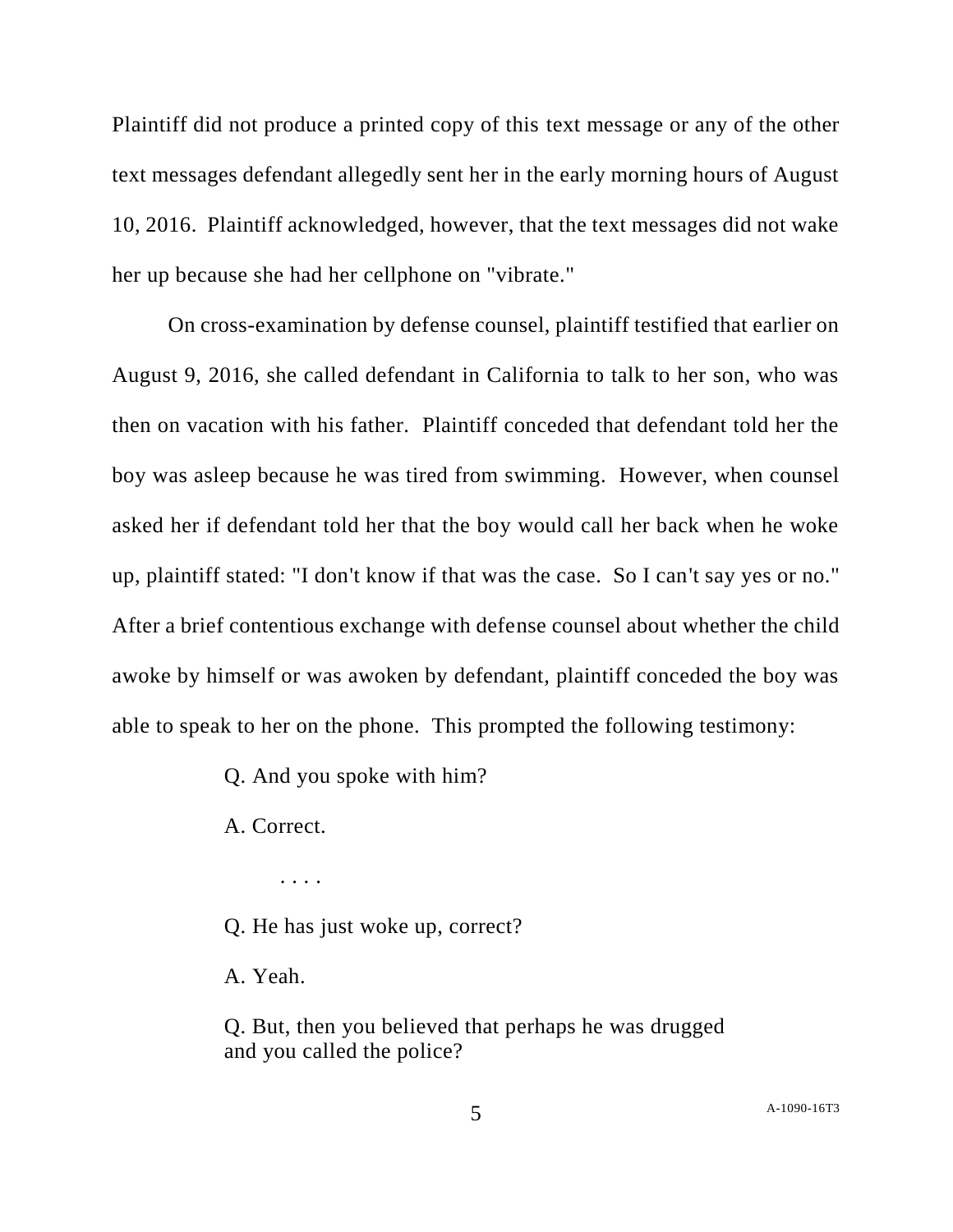Plaintiff did not produce a printed copy of this text message or any of the other text messages defendant allegedly sent her in the early morning hours of August 10, 2016. Plaintiff acknowledged, however, that the text messages did not wake her up because she had her cellphone on "vibrate."

On cross-examination by defense counsel, plaintiff testified that earlier on August 9, 2016, she called defendant in California to talk to her son, who was then on vacation with his father. Plaintiff conceded that defendant told her the boy was asleep because he was tired from swimming. However, when counsel asked her if defendant told her that the boy would call her back when he woke up, plaintiff stated: "I don't know if that was the case. So I can't say yes or no." After a brief contentious exchange with defense counsel about whether the child awoke by himself or was awoken by defendant, plaintiff conceded the boy was able to speak to her on the phone. This prompted the following testimony:

> Q. And you spoke with him?
>
> A. Correct.
>
> . . . .
>
> Q. He has just woke up, correct?
>
> A. Yeah.
>
> Q. But, then you believed that perhaps he was drugged and you called the police?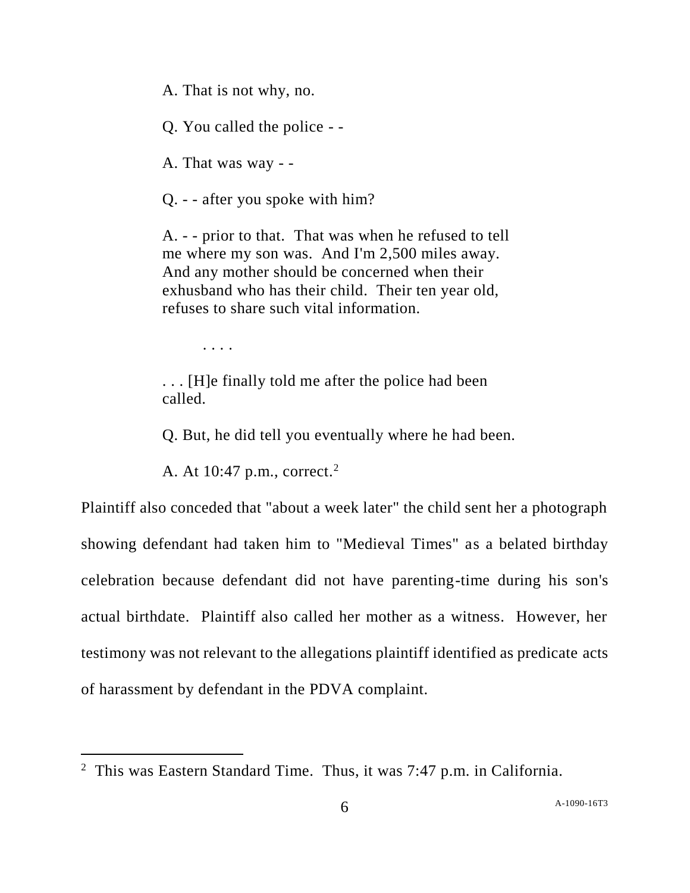> A. That is not why, no.
>
> Q. You called the police - -
>
> A. That was way - -
>
> Q. - - after you spoke with him?
>
> A. - - prior to that. That was when he refused to tell me where my son was. And I'm 2,500 miles away. And any mother should be concerned when their exhusband who has their child. Their ten year old, refuses to share such vital information.
>
> . . . .
>
> . . . [H]e finally told me after the police had been called.
>
> Q. But, he did tell you eventually where he had been.
>
> A. At 10:47 p.m., correct.[2]

Plaintiff also conceded that "about a week later" the child sent her a photograph showing defendant had taken him to "Medieval Times" as a belated birthday celebration because defendant did not have parenting-time during his son's actual birthdate. Plaintiff also called her mother as a witness. However, her testimony was not relevant to the allegations plaintiff identified as predicate acts of harassment by defendant in the PDVA complaint.

---

[2] This was Eastern Standard Time. Thus, it was 7:47 p.m. in California.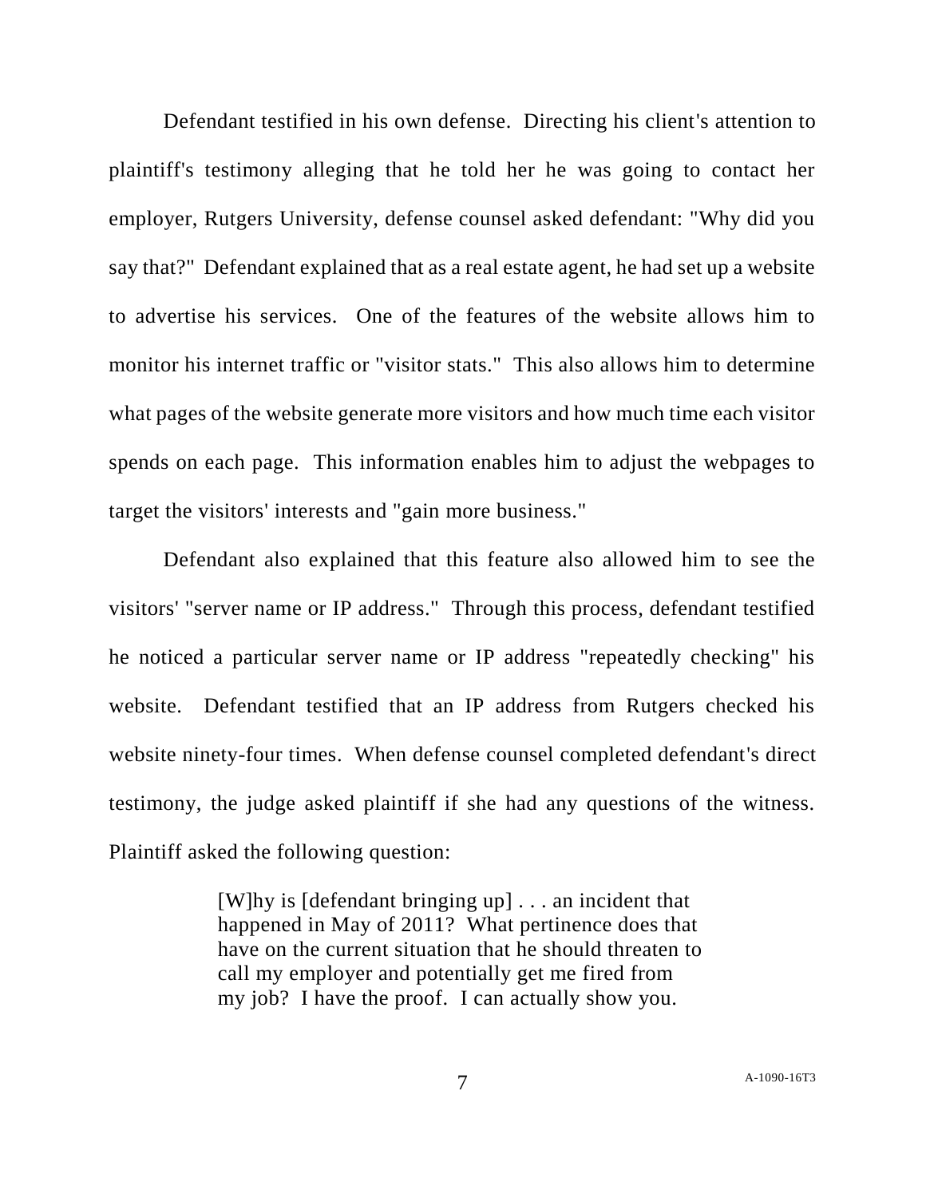Defendant testified in his own defense. Directing his client's attention to plaintiff's testimony alleging that he told her he was going to contact her employer, Rutgers University, defense counsel asked defendant: "Why did you say that?" Defendant explained that as a real estate agent, he had set up a website to advertise his services. One of the features of the website allows him to monitor his internet traffic or "visitor stats." This also allows him to determine what pages of the website generate more visitors and how much time each visitor spends on each page. This information enables him to adjust the webpages to target the visitors' interests and "gain more business."

Defendant also explained that this feature also allowed him to see the visitors' "server name or IP address." Through this process, defendant testified he noticed a particular server name or IP address "repeatedly checking" his website. Defendant testified that an IP address from Rutgers checked his website ninety-four times. When defense counsel completed defendant's direct testimony, the judge asked plaintiff if she had any questions of the witness. Plaintiff asked the following question:

> [W]hy is [defendant bringing up] . . . an incident that happened in May of 2011? What pertinence does that have on the current situation that he should threaten to call my employer and potentially get me fired from my job? I have the proof. I can actually show you.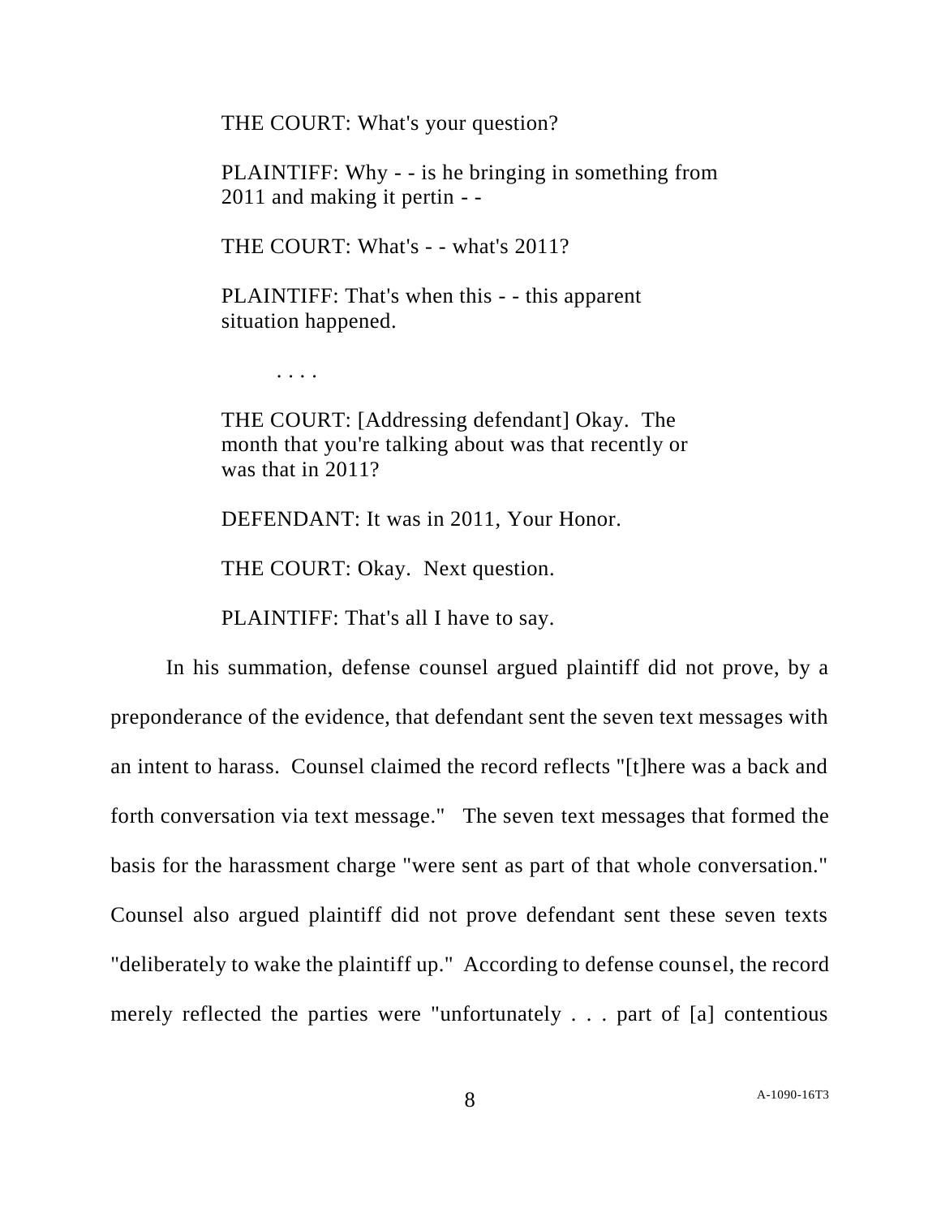> THE COURT: What's your question?
>
> PLAINTIFF: Why - - is he bringing in something from 2011 and making it pertin - -
>
> THE COURT: What's - - what's 2011?
>
> PLAINTIFF: That's when this - - this apparent situation happened.
>
> . . . .
>
> THE COURT: [Addressing defendant] Okay. The month that you're talking about was that recently or was that in 2011?
>
> DEFENDANT: It was in 2011, Your Honor.
>
> THE COURT: Okay. Next question.
>
> PLAINTIFF: That's all I have to say.

In his summation, defense counsel argued plaintiff did not prove, by a preponderance of the evidence, that defendant sent the seven text messages with an intent to harass. Counsel claimed the record reflects "[t]here was a back and forth conversation via text message." The seven text messages that formed the basis for the harassment charge "were sent as part of that whole conversation." Counsel also argued plaintiff did not prove defendant sent these seven texts "deliberately to wake the plaintiff up." According to defense counsel, the record merely reflected the parties were "unfortunately . . . part of [a] contentious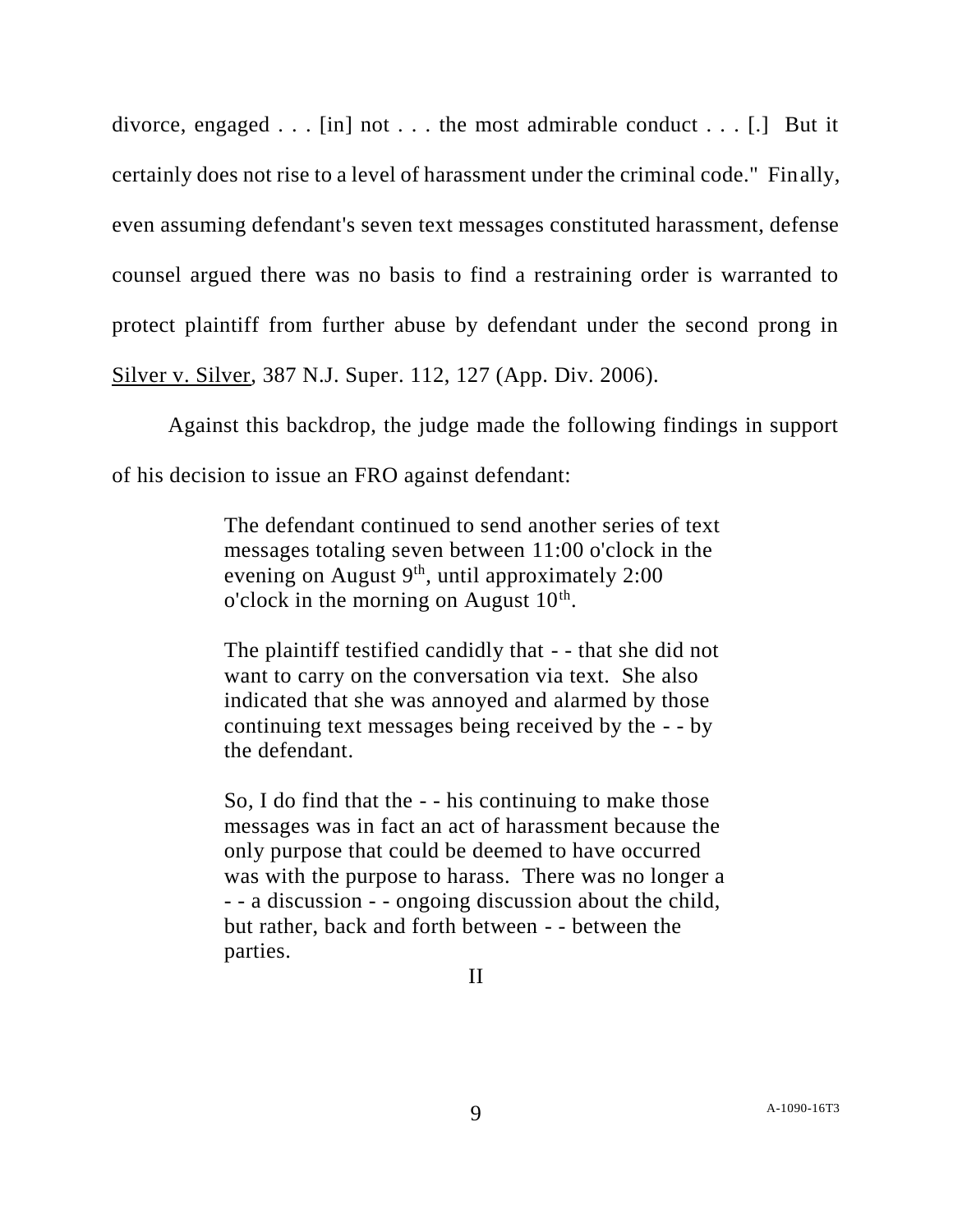divorce, engaged . . . [in] not . . . the most admirable conduct . . . [.] But it certainly does not rise to a level of harassment under the criminal code." Finally, even assuming defendant's seven text messages constituted harassment, defense counsel argued there was no basis to find a restraining order is warranted to protect plaintiff from further abuse by defendant under the second prong in Silver v. Silver, 387 N.J. Super. 112, 127 (App. Div. 2006).

Against this backdrop, the judge made the following findings in support of his decision to issue an FRO against defendant:

> The defendant continued to send another series of text messages totaling seven between 11:00 o'clock in the evening on August 9th, until approximately 2:00 o'clock in the morning on August 10th.
>
> The plaintiff testified candidly that - - that she did not want to carry on the conversation via text. She also indicated that she was annoyed and alarmed by those continuing text messages being received by the - - by the defendant.
>
> So, I do find that the - - his continuing to make those messages was in fact an act of harassment because the only purpose that could be deemed to have occurred was with the purpose to harass. There was no longer a - - a discussion - - ongoing discussion about the child, but rather, back and forth between - - between the parties.

## II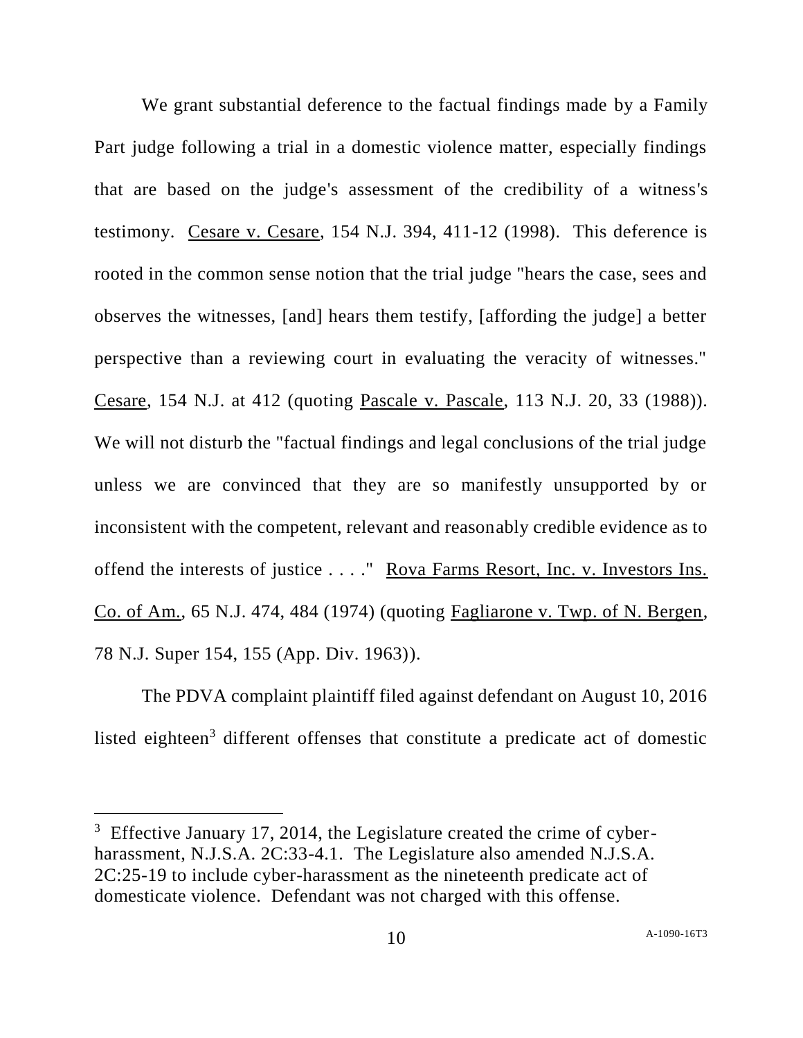We grant substantial deference to the factual findings made by a Family Part judge following a trial in a domestic violence matter, especially findings that are based on the judge's assessment of the credibility of a witness's testimony. Cesare v. Cesare, 154 N.J. 394, 411-12 (1998). This deference is rooted in the common sense notion that the trial judge "hears the case, sees and observes the witnesses, [and] hears them testify, [affording the judge] a better perspective than a reviewing court in evaluating the veracity of witnesses." Cesare, 154 N.J. at 412 (quoting Pascale v. Pascale, 113 N.J. 20, 33 (1988)). We will not disturb the "factual findings and legal conclusions of the trial judge unless we are convinced that they are so manifestly unsupported by or inconsistent with the competent, relevant and reasonably credible evidence as to offend the interests of justice . . . ." Rova Farms Resort, Inc. v. Investors Ins. Co. of Am., 65 N.J. 474, 484 (1974) (quoting Fagliarone v. Twp. of N. Bergen, 78 N.J. Super 154, 155 (App. Div. 1963)).

The PDVA complaint plaintiff filed against defendant on August 10, 2016 listed eighteen[3] different offenses that constitute a predicate act of domestic

---

[3] Effective January 17, 2014, the Legislature created the crime of cyber-harassment, N.J.S.A. 2C:33-4.1. The Legislature also amended N.J.S.A. 2C:25-19 to include cyber-harassment as the nineteenth predicate act of domesticate violence. Defendant was not charged with this offense.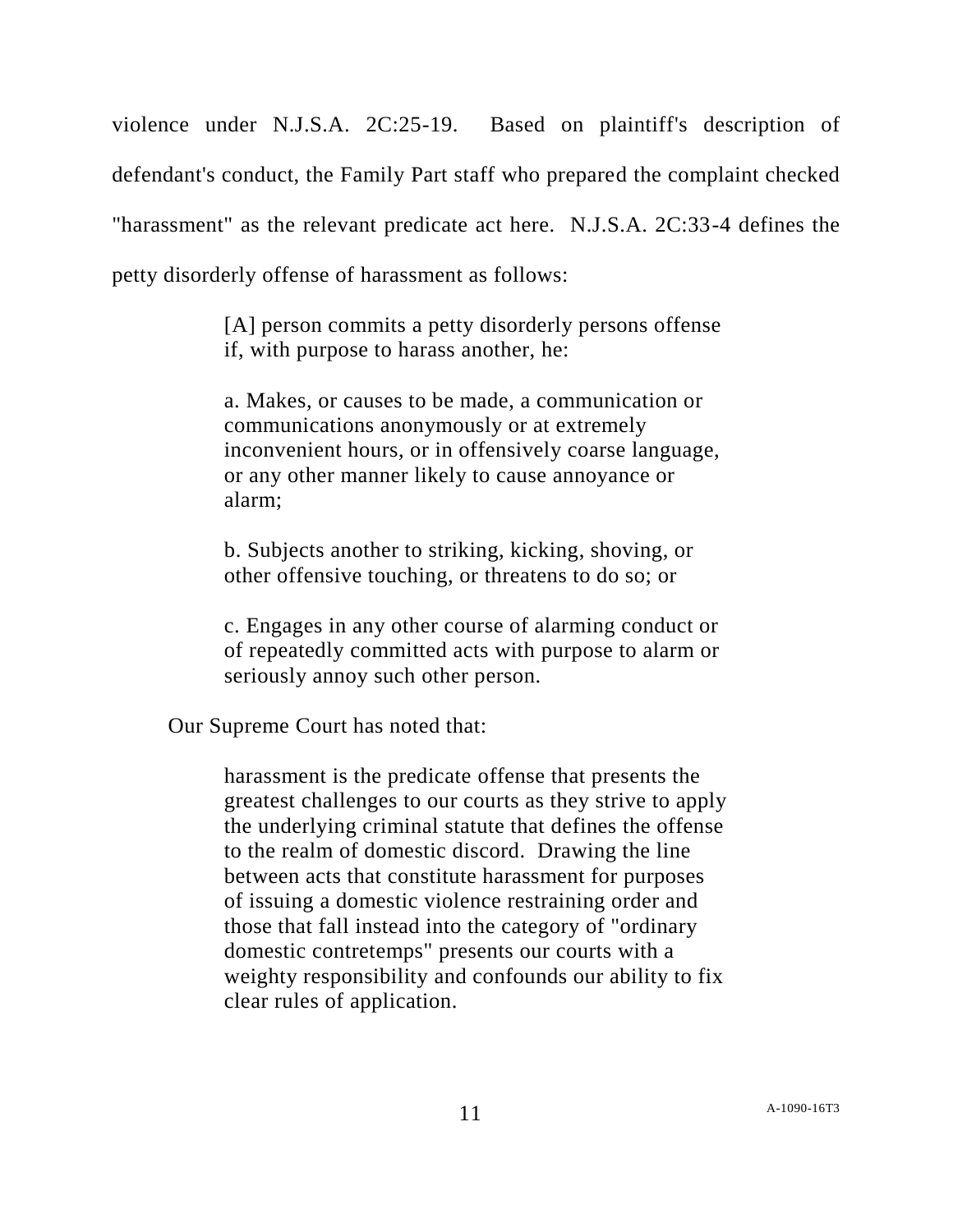violence under N.J.S.A. 2C:25-19. Based on plaintiff's description of defendant's conduct, the Family Part staff who prepared the complaint checked "harassment" as the relevant predicate act here. N.J.S.A. 2C:33-4 defines the petty disorderly offense of harassment as follows:

> [A] person commits a petty disorderly persons offense if, with purpose to harass another, he:
>
> a. Makes, or causes to be made, a communication or communications anonymously or at extremely inconvenient hours, or in offensively coarse language, or any other manner likely to cause annoyance or alarm;
>
> b. Subjects another to striking, kicking, shoving, or other offensive touching, or threatens to do so; or
>
> c. Engages in any other course of alarming conduct or of repeatedly committed acts with purpose to alarm or seriously annoy such other person.

Our Supreme Court has noted that:

> harassment is the predicate offense that presents the greatest challenges to our courts as they strive to apply the underlying criminal statute that defines the offense to the realm of domestic discord. Drawing the line between acts that constitute harassment for purposes of issuing a domestic violence restraining order and those that fall instead into the category of "ordinary domestic contretemps" presents our courts with a weighty responsibility and confounds our ability to fix clear rules of application.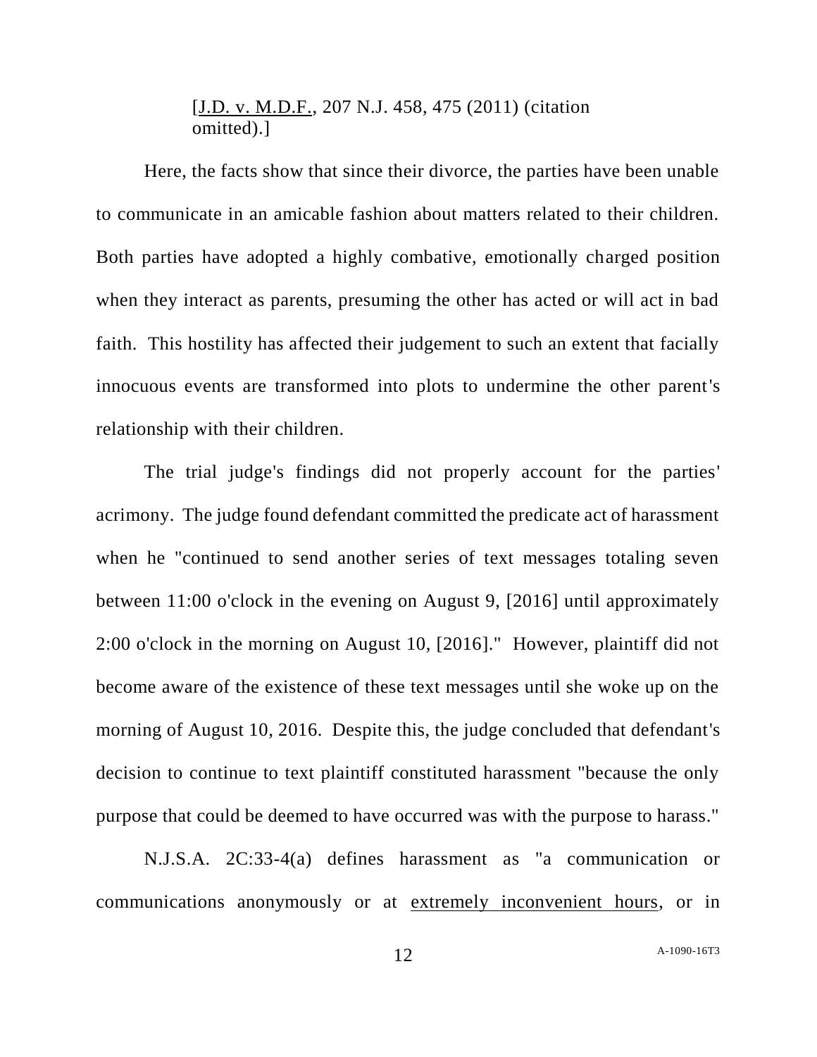[J.D. v. M.D.F., 207 N.J. 458, 475 (2011) (citation omitted).]

Here, the facts show that since their divorce, the parties have been unable to communicate in an amicable fashion about matters related to their children. Both parties have adopted a highly combative, emotionally charged position when they interact as parents, presuming the other has acted or will act in bad faith. This hostility has affected their judgement to such an extent that facially innocuous events are transformed into plots to undermine the other parent's relationship with their children.

The trial judge's findings did not properly account for the parties' acrimony. The judge found defendant committed the predicate act of harassment when he "continued to send another series of text messages totaling seven between 11:00 o'clock in the evening on August 9, [2016] until approximately 2:00 o'clock in the morning on August 10, [2016]." However, plaintiff did not become aware of the existence of these text messages until she woke up on the morning of August 10, 2016. Despite this, the judge concluded that defendant's decision to continue to text plaintiff constituted harassment "because the only purpose that could be deemed to have occurred was with the purpose to harass."

N.J.S.A. 2C:33-4(a) defines harassment as "a communication or communications anonymously or at <u>extremely inconvenient hours</u>, or in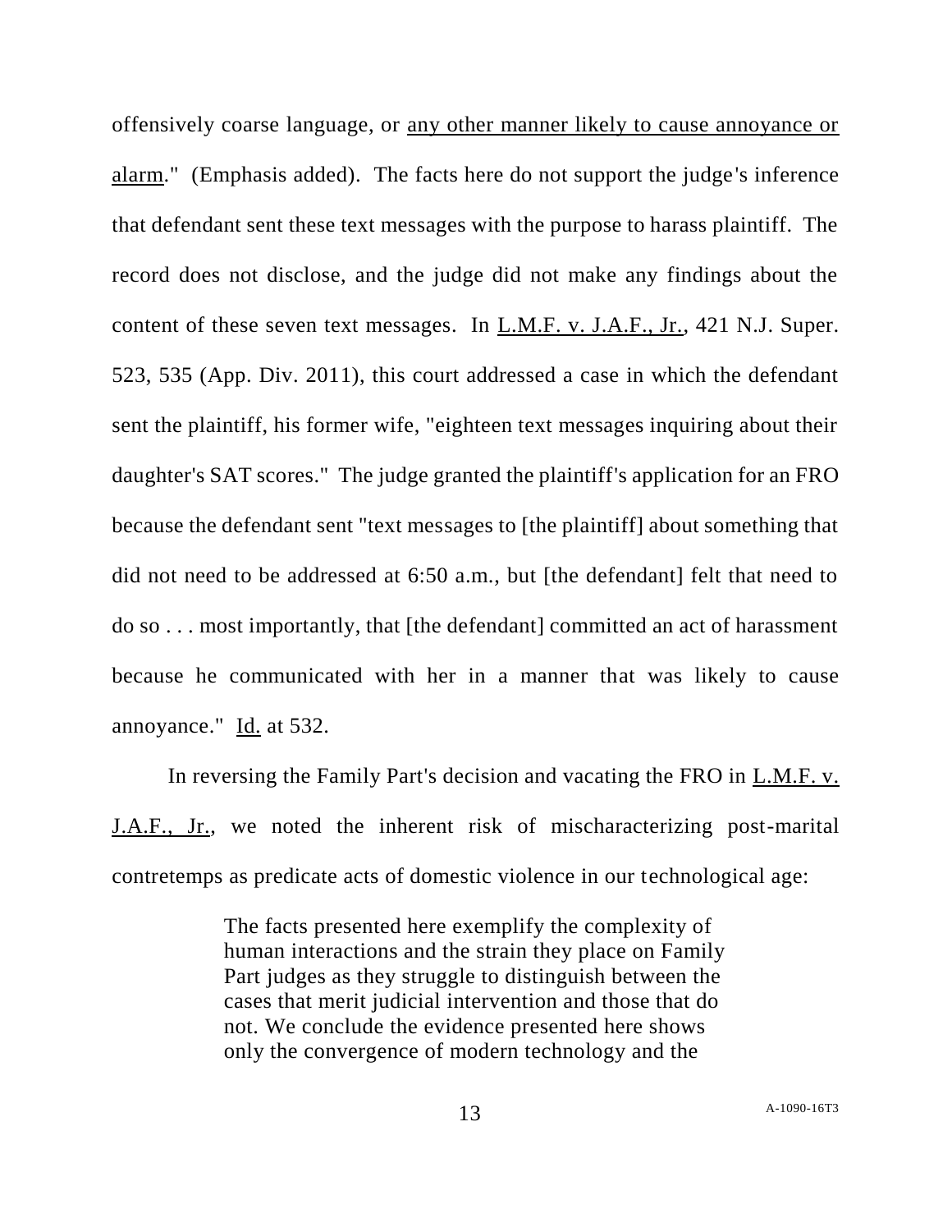offensively coarse language, or any other manner likely to cause annoyance or alarm." (Emphasis added). The facts here do not support the judge's inference that defendant sent these text messages with the purpose to harass plaintiff. The record does not disclose, and the judge did not make any findings about the content of these seven text messages. In L.M.F. v. J.A.F., Jr., 421 N.J. Super. 523, 535 (App. Div. 2011), this court addressed a case in which the defendant sent the plaintiff, his former wife, "eighteen text messages inquiring about their daughter's SAT scores." The judge granted the plaintiff's application for an FRO because the defendant sent "text messages to [the plaintiff] about something that did not need to be addressed at 6:50 a.m., but [the defendant] felt that need to do so . . . most importantly, that [the defendant] committed an act of harassment because he communicated with her in a manner that was likely to cause annoyance." Id. at 532.

In reversing the Family Part's decision and vacating the FRO in L.M.F. v. J.A.F., Jr., we noted the inherent risk of mischaracterizing post-marital contretemps as predicate acts of domestic violence in our technological age:

> The facts presented here exemplify the complexity of human interactions and the strain they place on Family Part judges as they struggle to distinguish between the cases that merit judicial intervention and those that do not. We conclude the evidence presented here shows only the convergence of modern technology and the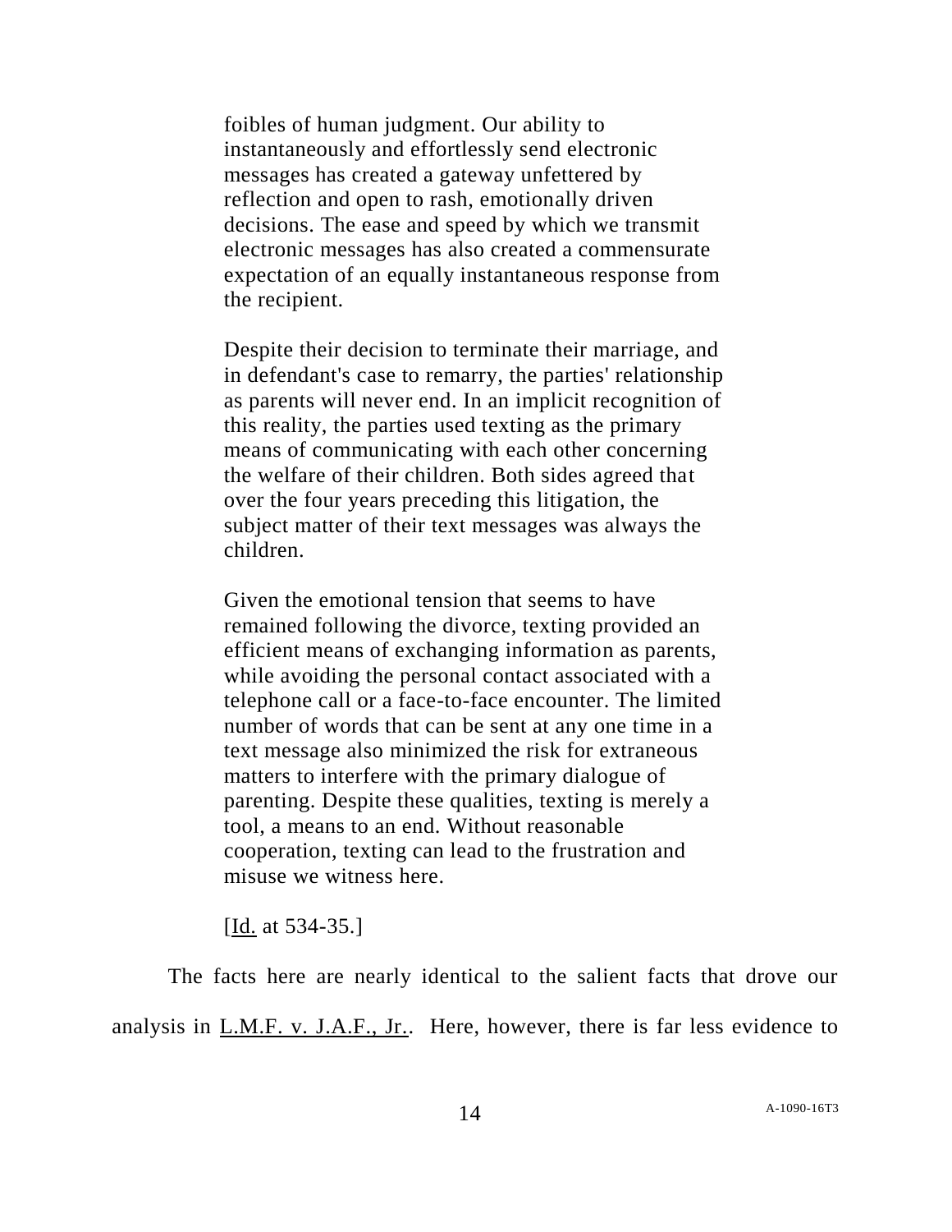> foibles of human judgment. Our ability to instantaneously and effortlessly send electronic messages has created a gateway unfettered by reflection and open to rash, emotionally driven decisions. The ease and speed by which we transmit electronic messages has also created a commensurate expectation of an equally instantaneous response from the recipient.
>
> Despite their decision to terminate their marriage, and in defendant's case to remarry, the parties' relationship as parents will never end. In an implicit recognition of this reality, the parties used texting as the primary means of communicating with each other concerning the welfare of their children. Both sides agreed that over the four years preceding this litigation, the subject matter of their text messages was always the children.
>
> Given the emotional tension that seems to have remained following the divorce, texting provided an efficient means of exchanging information as parents, while avoiding the personal contact associated with a telephone call or a face-to-face encounter. The limited number of words that can be sent at any one time in a text message also minimized the risk for extraneous matters to interfere with the primary dialogue of parenting. Despite these qualities, texting is merely a tool, a means to an end. Without reasonable cooperation, texting can lead to the frustration and misuse we witness here.
>
> [Id. at 534-35.]

The facts here are nearly identical to the salient facts that drove our analysis in L.M.F. v. J.A.F., Jr.. Here, however, there is far less evidence to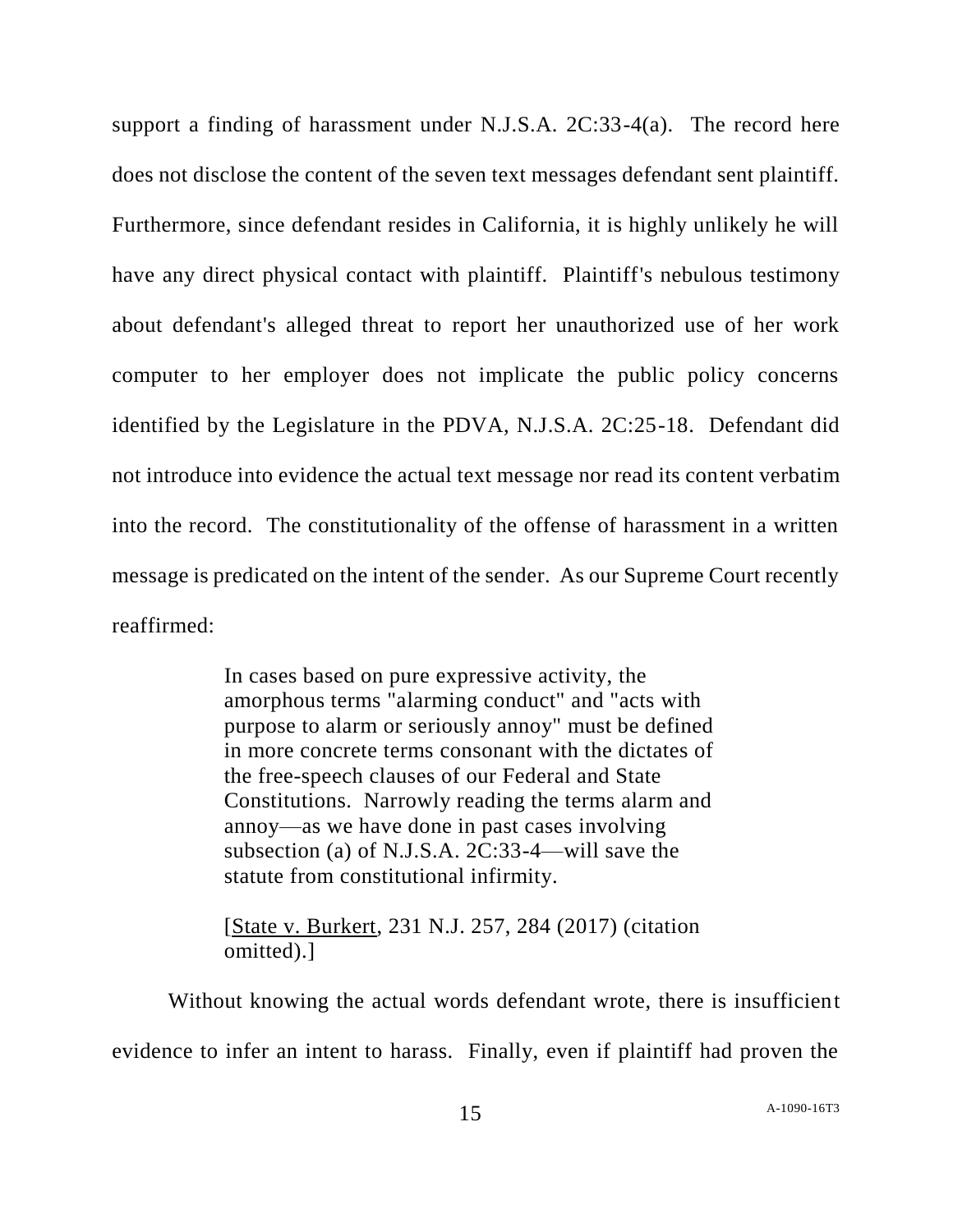support a finding of harassment under N.J.S.A. 2C:33-4(a). The record here does not disclose the content of the seven text messages defendant sent plaintiff. Furthermore, since defendant resides in California, it is highly unlikely he will have any direct physical contact with plaintiff. Plaintiff's nebulous testimony about defendant's alleged threat to report her unauthorized use of her work computer to her employer does not implicate the public policy concerns identified by the Legislature in the PDVA, N.J.S.A. 2C:25-18. Defendant did not introduce into evidence the actual text message nor read its content verbatim into the record. The constitutionality of the offense of harassment in a written message is predicated on the intent of the sender. As our Supreme Court recently reaffirmed:

> In cases based on pure expressive activity, the amorphous terms "alarming conduct" and "acts with purpose to alarm or seriously annoy" must be defined in more concrete terms consonant with the dictates of the free-speech clauses of our Federal and State Constitutions. Narrowly reading the terms alarm and annoy—as we have done in past cases involving subsection (a) of N.J.S.A. 2C:33-4—will save the statute from constitutional infirmity.
>
> [State v. Burkert, 231 N.J. 257, 284 (2017) (citation omitted).]

Without knowing the actual words defendant wrote, there is insufficient evidence to infer an intent to harass. Finally, even if plaintiff had proven the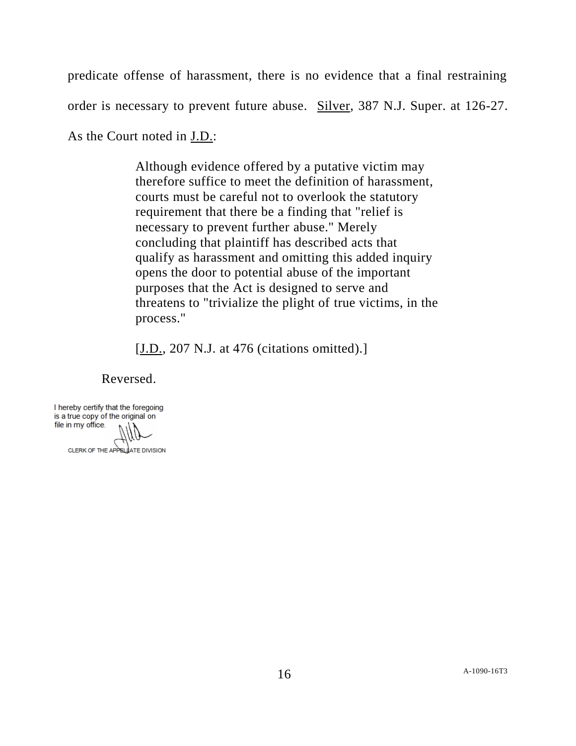predicate offense of harassment, there is no evidence that a final restraining order is necessary to prevent future abuse. Silver, 387 N.J. Super. at 126-27. As the Court noted in J.D.:

> Although evidence offered by a putative victim may therefore suffice to meet the definition of harassment, courts must be careful not to overlook the statutory requirement that there be a finding that "relief is necessary to prevent further abuse." Merely concluding that plaintiff has described acts that qualify as harassment and omitting this added inquiry opens the door to potential abuse of the important purposes that the Act is designed to serve and threatens to "trivialize the plight of true victims, in the process."
>
> [J.D., 207 N.J. at 476 (citations omitted).]

Reversed.

I hereby certify that the foregoing is a true copy of the original on file in my office.

CLERK OF THE APPELLATE DIVISION

A-1090-16T3